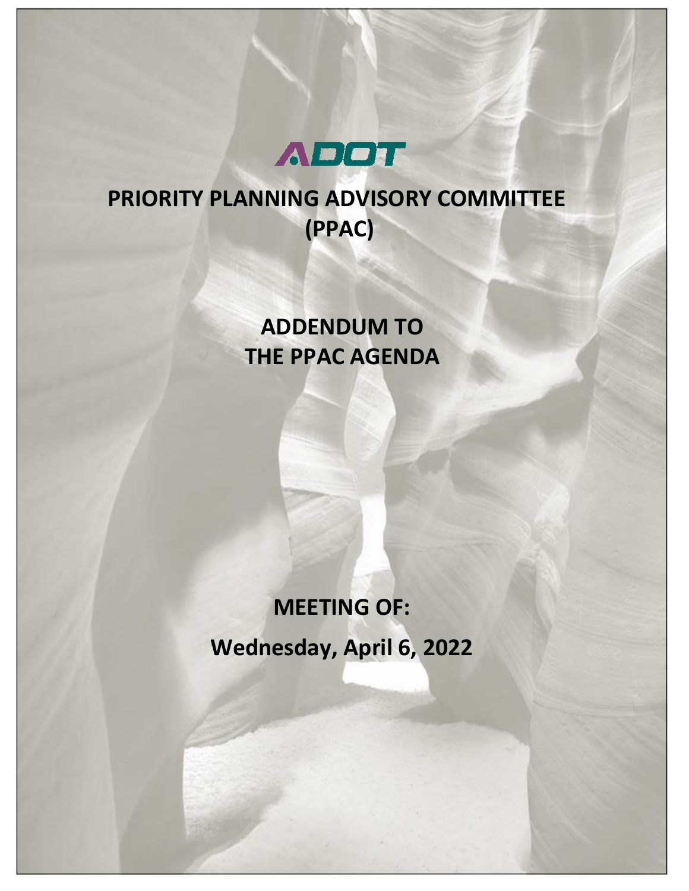ADOT

# PRIORITY PLANNING ADVISORY COMMITTEE (PPAC)

## ADDENDUM TO THE PPAC AGENDA

## MEETING OF:

## Wednesday, April 6, 2022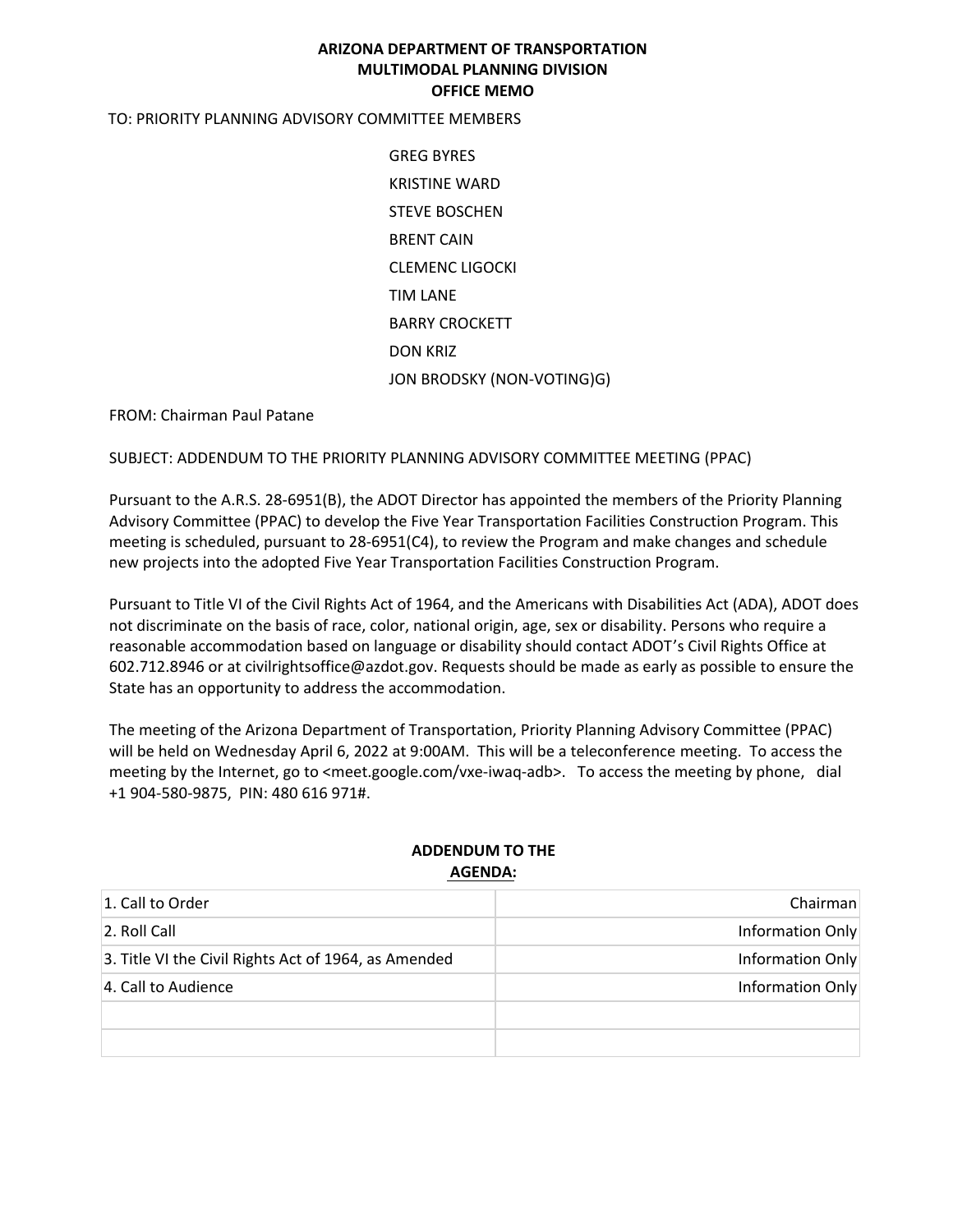**ARIZONA DEPARTMENT OF TRANSPORTATION**
**MULTIMODAL PLANNING DIVISION**
**OFFICE MEMO**

TO: PRIORITY PLANNING ADVISORY COMMITTEE MEMBERS

GREG BYRES
KRISTINE WARD
STEVE BOSCHEN
BRENT CAIN
CLEMENC LIGOCKI
TIM LANE
BARRY CROCKETT
DON KRIZ
JON BRODSKY (NON-VOTING)G)

FROM: Chairman Paul Patane

SUBJECT: ADDENDUM TO THE PRIORITY PLANNING ADVISORY COMMITTEE MEETING (PPAC)

Pursuant to the A.R.S. 28-6951(B), the ADOT Director has appointed the members of the Priority Planning Advisory Committee (PPAC) to develop the Five Year Transportation Facilities Construction Program. This meeting is scheduled, pursuant to 28-6951(C4), to review the Program and make changes and schedule new projects into the adopted Five Year Transportation Facilities Construction Program.

Pursuant to Title VI of the Civil Rights Act of 1964, and the Americans with Disabilities Act (ADA), ADOT does not discriminate on the basis of race, color, national origin, age, sex or disability. Persons who require a reasonable accommodation based on language or disability should contact ADOT's Civil Rights Office at 602.712.8946 or at civilrightsoffice@azdot.gov. Requests should be made as early as possible to ensure the State has an opportunity to address the accommodation.

The meeting of the Arizona Department of Transportation, Priority Planning Advisory Committee (PPAC) will be held on Wednesday April 6, 2022 at 9:00AM. This will be a teleconference meeting. To access the meeting by the Internet, go to <meet.google.com/vxe-iwaq-adb>. To access the meeting by phone, dial +1 904-580-9875, PIN: 480 616 971#.

**ADDENDUM TO THE**
**AGENDA:**

| | |
|---|---|
| 1. Call to Order | Chairman |
| 2. Roll Call | Information Only |
| 3. Title VI the Civil Rights Act of 1964, as Amended | Information Only |
| 4. Call to Audience | Information Only |
| | |
| | |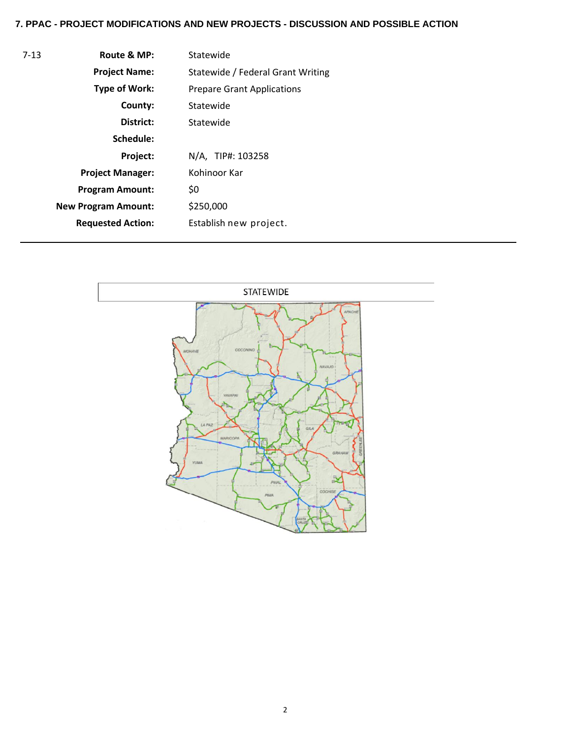**7. PPAC - PROJECT MODIFICATIONS AND NEW PROJECTS - DISCUSSION AND POSSIBLE ACTION**

| 7-13 | | |
|---|---|---|
| | **Route & MP:** | Statewide |
| | **Project Name:** | Statewide / Federal Grant Writing |
| | **Type of Work:** | Prepare Grant Applications |
| | **County:** | Statewide |
| | **District:** | Statewide |
| | **Schedule:** | |
| | **Project:** | N/A, TIP#: 103258 |
| | **Project Manager:** | Kohinoor Kar |
| | **Program Amount:** | $0 |
| | **New Program Amount:** | $250,000 |
| | **Requested Action:** | Establish new project. |

STATEWIDE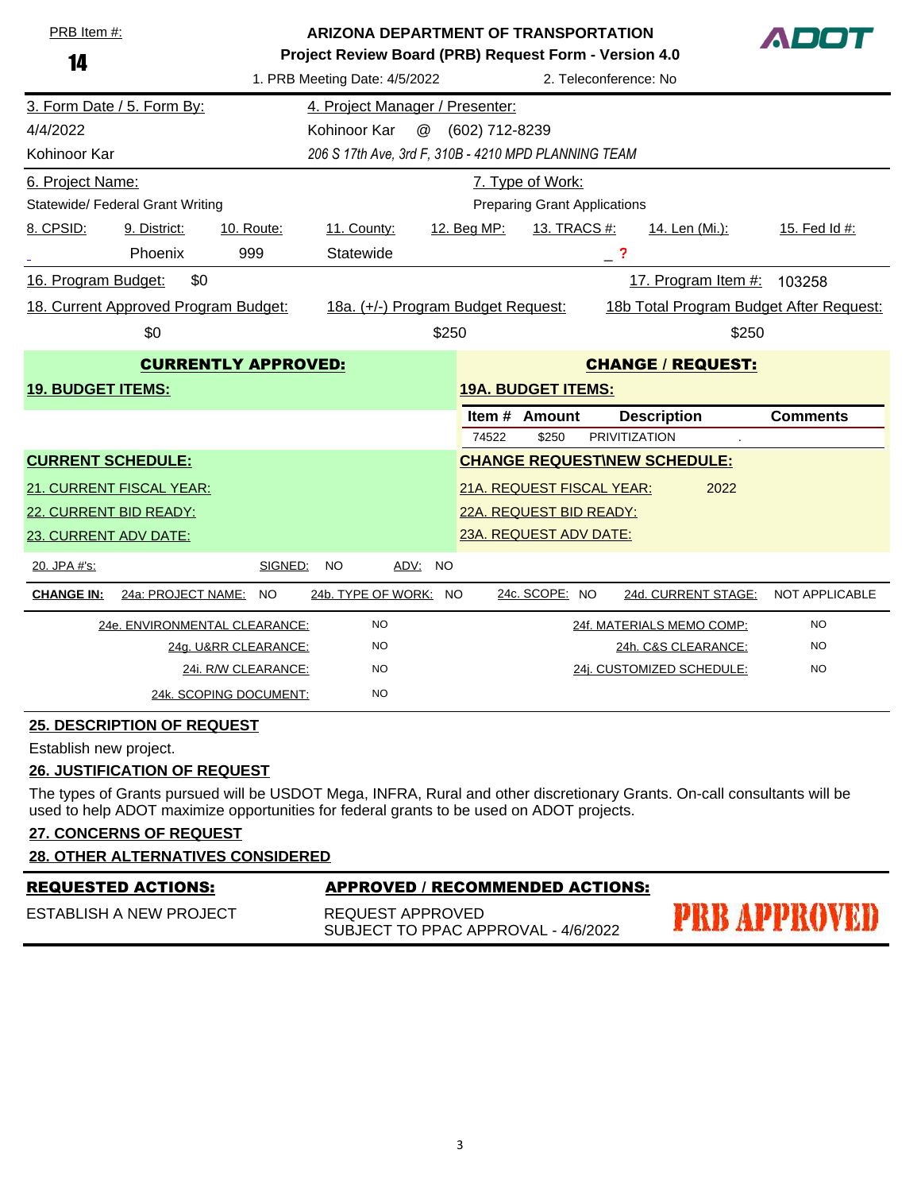PRB Item #: **14**

**ARIZONA DEPARTMENT OF TRANSPORTATION**
**Project Review Board (PRB) Request Form - Version 4.0**

1. PRB Meeting Date: 4/5/2022 | 2. Teleconference: No

ADOT

| 3. Form Date / 5. Form By: | 4. Project Manager / Presenter: |
|---|---|
| 4/4/2022 | Kohinoor Kar @ (602) 712-8239 |
| Kohinoor Kar | *206 S 17th Ave, 3rd F, 310B - 4210 MPD PLANNING TEAM* |

| 6. Project Name: | 7. Type of Work: |
|---|---|
| Statewide/ Federal Grant Writing | Preparing Grant Applications |

| 8. CPSID: | 9. District: | 10. Route: | 11. County: | 12. Beg MP: | 13. TRACS #: | 14. Len (Mi.): | 15. Fed Id #: |
|---|---|---|---|---|---|---|---|
| _ | Phoenix | 999 | Statewide | | _ ? | | |

16. Program Budget: $0 | 17. Program Item #: 103258

| 18. Current Approved Program Budget: | 18a. (+/-) Program Budget Request: | 18b Total Program Budget After Request: |
|---|---|---|
| $0 | $250 | $250 |

**CURRENTLY APPROVED:**

**19. BUDGET ITEMS:**

**CHANGE / REQUEST:**

**19A. BUDGET ITEMS:**

| Item # | Amount | Description | Comments |
|---|---|---|---|
| 74522 | $250 | PRIVITIZATION | . |

**CURRENT SCHEDULE:**

21. CURRENT FISCAL YEAR:

22. CURRENT BID READY:

23. CURRENT ADV DATE:

**CHANGE REQUEST\NEW SCHEDULE:**

21A. REQUEST FISCAL YEAR: 2022

22A. REQUEST BID READY:

23A. REQUEST ADV DATE:

20. JPA #'s: | SIGNED: NO | ADV: NO

**CHANGE IN:** 24a: PROJECT NAME: NO | 24b. TYPE OF WORK: NO | 24c. SCOPE: NO | 24d. CURRENT STAGE: NOT APPLICABLE

| | | | |
|---|---|---|---|
| 24e. ENVIRONMENTAL CLEARANCE: | NO | 24f. MATERIALS MEMO COMP: | NO |
| 24g. U&RR CLEARANCE: | NO | 24h. C&S CLEARANCE: | NO |
| 24i. R/W CLEARANCE: | NO | 24j. CUSTOMIZED SCHEDULE: | NO |
| 24k. SCOPING DOCUMENT: | NO | | |

**25. DESCRIPTION OF REQUEST**

Establish new project.

**26. JUSTIFICATION OF REQUEST**

The types of Grants pursued will be USDOT Mega, INFRA, Rural and other discretionary Grants. On-call consultants will be used to help ADOT maximize opportunities for federal grants to be used on ADOT projects.

**27. CONCERNS OF REQUEST**

**28. OTHER ALTERNATIVES CONSIDERED**

| **REQUESTED ACTIONS:** | **APPROVED / RECOMMENDED ACTIONS:** |
|---|---|
| ESTABLISH A NEW PROJECT | REQUEST APPROVED<br>SUBJECT TO PPAC APPROVAL - 4/6/2022 |

**PRB APPROVED**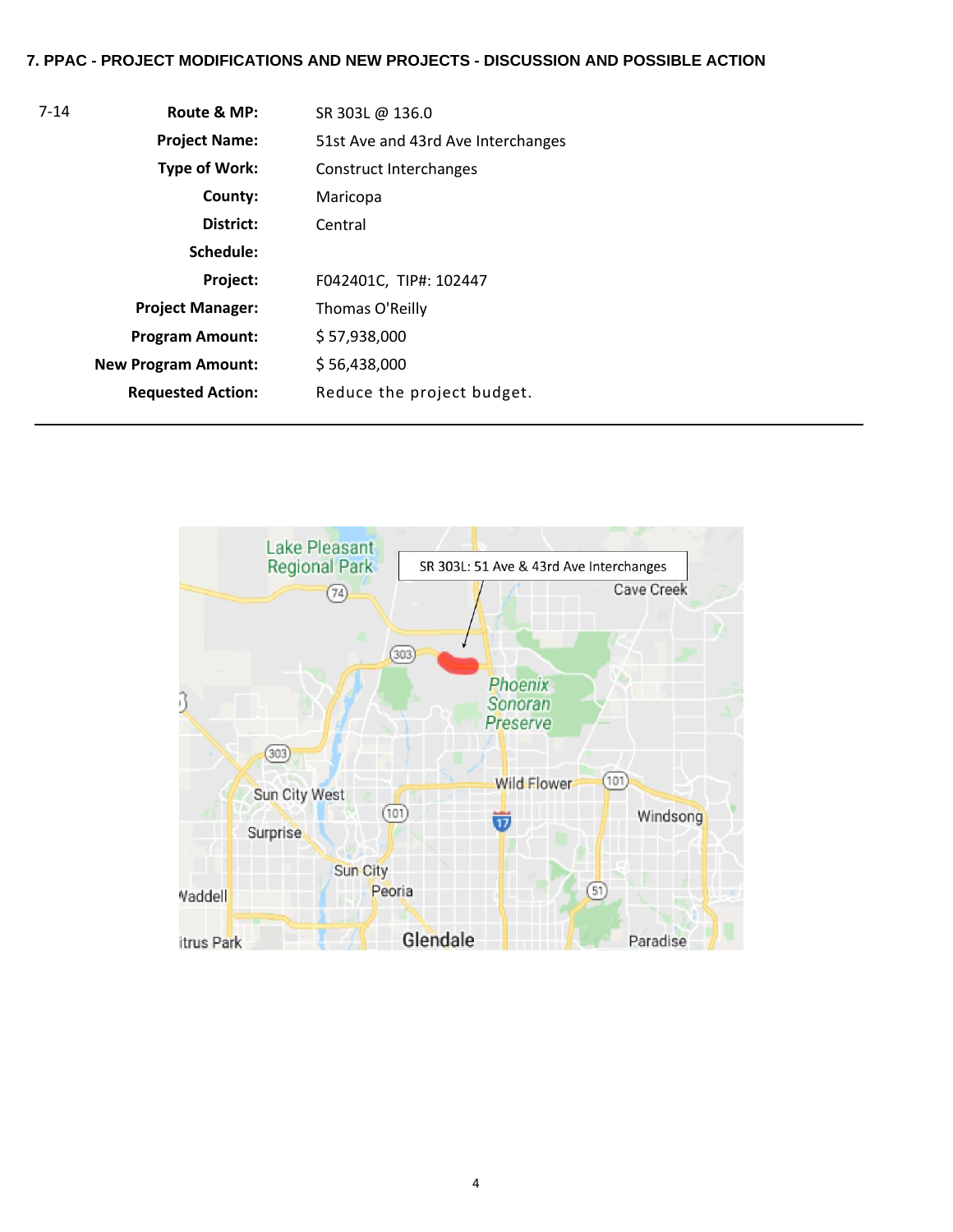### 7. PPAC - PROJECT MODIFICATIONS AND NEW PROJECTS - DISCUSSION AND POSSIBLE ACTION

| 7-14 | | |
|---|---|---|
| | **Route & MP:** | SR 303L @ 136.0 |
| | **Project Name:** | 51st Ave and 43rd Ave Interchanges |
| | **Type of Work:** | Construct Interchanges |
| | **County:** | Maricopa |
| | **District:** | Central |
| | **Schedule:** | |
| | **Project:** | F042401C, TIP#: 102447 |
| | **Project Manager:** | Thomas O'Reilly |
| | **Program Amount:** | $ 57,938,000 |
| | **New Program Amount:** | $ 56,438,000 |
| | **Requested Action:** | Reduce the project budget. |

---

SR 303L: 51 Ave & 43rd Ave Interchanges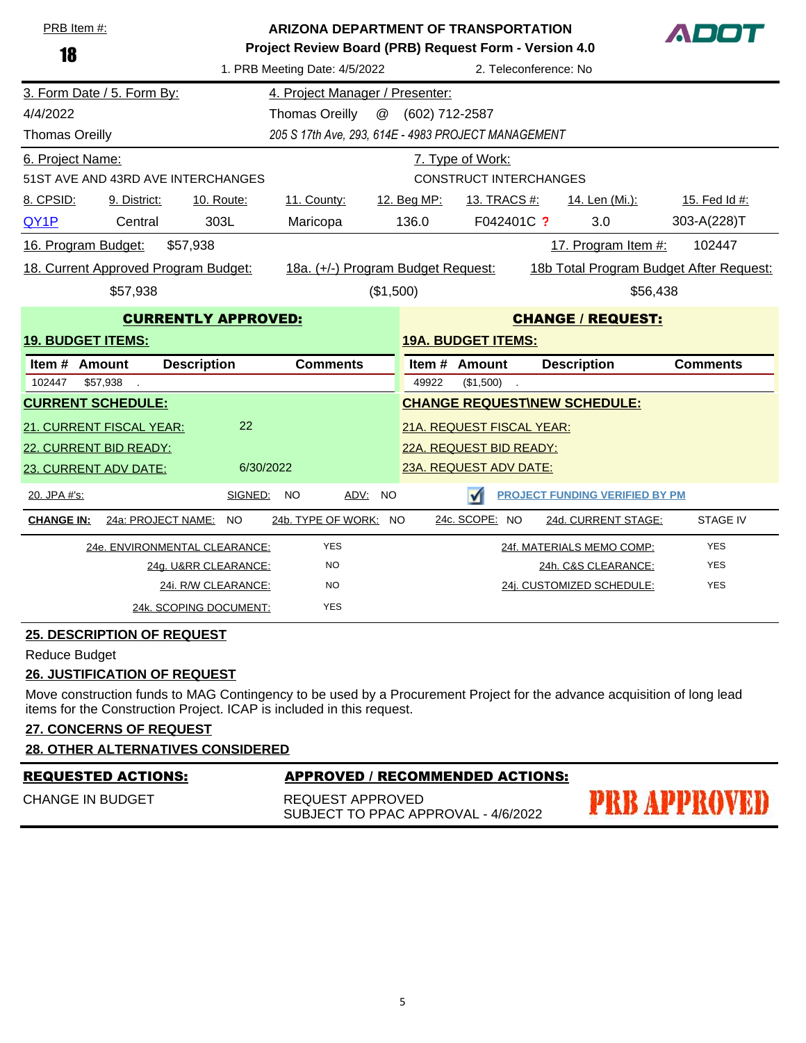PRB Item #:

**18**

**ARIZONA DEPARTMENT OF TRANSPORTATION**

**Project Review Board (PRB) Request Form - Version 4.0**

1. PRB Meeting Date: 4/5/2022 | 2. Teleconference: No

| 3. Form Date / 5. Form By: | 4. Project Manager / Presenter: |
|---|---|
| 4/4/2022 | Thomas Oreilly @ (602) 712-2587 |
| Thomas Oreilly | *205 S 17th Ave, 293, 614E - 4983 PROJECT MANAGEMENT* |

| 6. Project Name: | 7. Type of Work: |
|---|---|
| 51ST AVE AND 43RD AVE INTERCHANGES | CONSTRUCT INTERCHANGES |

| 8. CPSID: | 9. District: | 10. Route: | 11. County: | 12. Beg MP: | 13. TRACS #: | 14. Len (Mi.): | 15. Fed Id #: |
|---|---|---|---|---|---|---|---|
| QY1P | Central | 303L | Maricopa | 136.0 | F042401C ? | 3.0 | 303-A(228)T |

16. Program Budget: $57,938 | 17. Program Item #: 102447

| 18. Current Approved Program Budget: | 18a. (+/-) Program Budget Request: | 18b Total Program Budget After Request: |
|---|---|---|
| $57,938 | ($1,500) | $56,438 |

**CURRENTLY APPROVED:**

**19. BUDGET ITEMS:**

| Item # | Amount | Description | Comments |
|---|---|---|---|
| 102447 | $57,938 | . | |

**CURRENT SCHEDULE:**

21. CURRENT FISCAL YEAR: 22

22. CURRENT BID READY:

23. CURRENT ADV DATE: 6/30/2022

**CHANGE / REQUEST:**

**19A. BUDGET ITEMS:**

| Item # | Amount | Description | Comments |
|---|---|---|---|
| 49922 | ($1,500) | . | |

**CHANGE REQUEST\NEW SCHEDULE:**

21A. REQUEST FISCAL YEAR:

22A. REQUEST BID READY:

23A. REQUEST ADV DATE:

20. JPA #'s: SIGNED: NO ADV: NO

☑ PROJECT FUNDING VERIFIED BY PM

**CHANGE IN:** 24a: PROJECT NAME: NO | 24b. TYPE OF WORK: NO | 24c. SCOPE: NO | 24d. CURRENT STAGE: STAGE IV

| | | | |
|---|---|---|---|
| 24e. ENVIRONMENTAL CLEARANCE: | YES | 24f. MATERIALS MEMO COMP: | YES |
| 24g. U&RR CLEARANCE: | NO | 24h. C&S CLEARANCE: | YES |
| 24i. R/W CLEARANCE: | NO | 24j. CUSTOMIZED SCHEDULE: | YES |
| 24k. SCOPING DOCUMENT: | YES | | |

**25. DESCRIPTION OF REQUEST**

Reduce Budget

**26. JUSTIFICATION OF REQUEST**

Move construction funds to MAG Contingency to be used by a Procurement Project for the advance acquisition of long lead items for the Construction Project. ICAP is included in this request.

**27. CONCERNS OF REQUEST**

**28. OTHER ALTERNATIVES CONSIDERED**

| **REQUESTED ACTIONS:** | **APPROVED / RECOMMENDED ACTIONS:** |
|---|---|
| CHANGE IN BUDGET | REQUEST APPROVED<br>SUBJECT TO PPAC APPROVAL - 4/6/2022 |

**PRB APPROVED**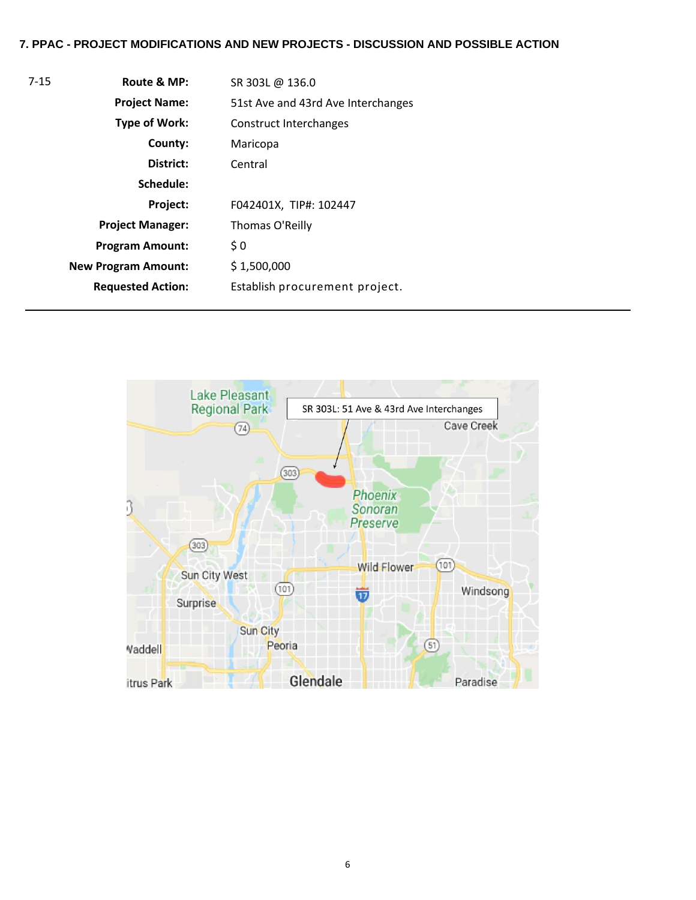**7. PPAC - PROJECT MODIFICATIONS AND NEW PROJECTS - DISCUSSION AND POSSIBLE ACTION**

| 7-15 | | |
|---|---|---|
| | **Route & MP:** | SR 303L @ 136.0 |
| | **Project Name:** | 51st Ave and 43rd Ave Interchanges |
| | **Type of Work:** | Construct Interchanges |
| | **County:** | Maricopa |
| | **District:** | Central |
| | **Schedule:** | |
| | **Project:** | F042401X, TIP#: 102447 |
| | **Project Manager:** | Thomas O'Reilly |
| | **Program Amount:** | $ 0 |
| | **New Program Amount:** | $ 1,500,000 |
| | **Requested Action:** | Establish procurement project. |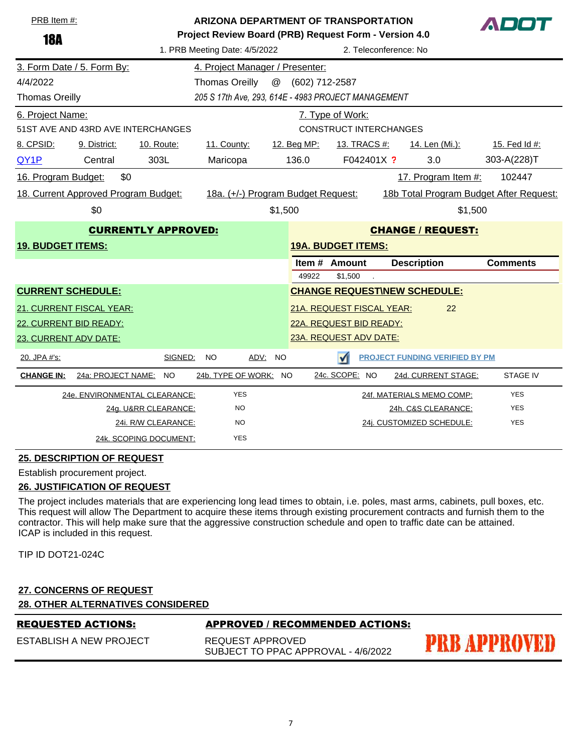PRB Item #: **18A**

**ARIZONA DEPARTMENT OF TRANSPORTATION**
**Project Review Board (PRB) Request Form - Version 4.0**

ADOT

1. PRB Meeting Date: 4/5/2022 — 2. Teleconference: No

| 3. Form Date / 5. Form By: | 4. Project Manager / Presenter: |
|---|---|
| 4/4/2022 | Thomas Oreilly @ (602) 712-2587 |
| Thomas Oreilly | *205 S 17th Ave, 293, 614E - 4983 PROJECT MANAGEMENT* |

| 6. Project Name: | 7. Type of Work: |
|---|---|
| 51ST AVE AND 43RD AVE INTERCHANGES | CONSTRUCT INTERCHANGES |

| 8. CPSID: | 9. District: | 10. Route: | 11. County: | 12. Beg MP: | 13. TRACS #: | 14. Len (Mi.): | 15. Fed Id #: |
|---|---|---|---|---|---|---|---|
| QY1P | Central | 303L | Maricopa | 136.0 | F042401X ? | 3.0 | 303-A(228)T |

16. Program Budget: $0 — 17. Program Item #: 102447

| 18. Current Approved Program Budget: | 18a. (+/-) Program Budget Request: | 18b Total Program Budget After Request: |
|---|---|---|
| $0 | $1,500 | $1,500 |

| **CURRENTLY APPROVED:** | **CHANGE / REQUEST:** |
|---|---|
| **19. BUDGET ITEMS:** | **19A. BUDGET ITEMS:** |

| Item # | Amount | Description | Comments |
|---|---|---|---|
| 49922 | $1,500 | . | |

| **CURRENT SCHEDULE:** | **CHANGE REQUEST\NEW SCHEDULE:** |
|---|---|
| 21. CURRENT FISCAL YEAR: | 21A. REQUEST FISCAL YEAR: 22 |
| 22. CURRENT BID READY: | 22A. REQUEST BID READY: |
| 23. CURRENT ADV DATE: | 23A. REQUEST ADV DATE: |

20. JPA #'s: — SIGNED: NO — ADV: NO — ☑ PROJECT FUNDING VERIFIED BY PM

**CHANGE IN:** 24a: PROJECT NAME: NO — 24b. TYPE OF WORK: NO — 24c. SCOPE: NO — 24d. CURRENT STAGE: STAGE IV

| | | | |
|---|---|---|---|
| 24e. ENVIRONMENTAL CLEARANCE: | YES | 24f. MATERIALS MEMO COMP: | YES |
| 24g. U&RR CLEARANCE: | NO | 24h. C&S CLEARANCE: | YES |
| 24i. R/W CLEARANCE: | NO | 24j. CUSTOMIZED SCHEDULE: | YES |
| 24k. SCOPING DOCUMENT: | YES | | |

**25. DESCRIPTION OF REQUEST**

Establish procurement project.

**26. JUSTIFICATION OF REQUEST**

The project includes materials that are experiencing long lead times to obtain, i.e. poles, mast arms, cabinets, pull boxes, etc. This request will allow The Department to acquire these items through existing procurement contracts and furnish them to the contractor. This will help make sure that the aggressive construction schedule and open to traffic date can be attained.
ICAP is included in this request.

TIP ID DOT21-024C

**27. CONCERNS OF REQUEST**

**28. OTHER ALTERNATIVES CONSIDERED**

| **REQUESTED ACTIONS:** | **APPROVED / RECOMMENDED ACTIONS:** |
|---|---|
| ESTABLISH A NEW PROJECT | REQUEST APPROVED<br>SUBJECT TO PPAC APPROVAL - 4/6/2022 |

**PRB APPROVED**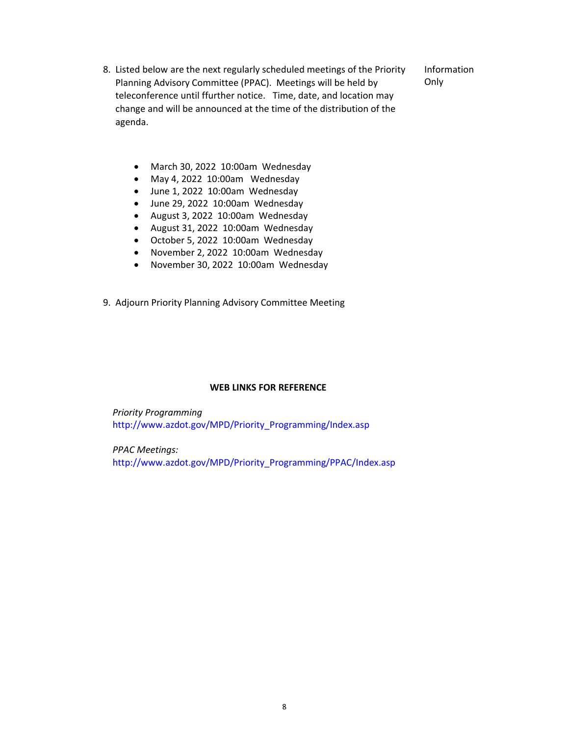8. Listed below are the next regularly scheduled meetings of the Priority Planning Advisory Committee (PPAC). Meetings will be held by teleconference until ffurther notice. Time, date, and location may change and will be announced at the time of the distribution of the agenda.

   Information Only

   - March 30, 2022 10:00am Wednesday
   - May 4, 2022 10:00am Wednesday
   - June 1, 2022 10:00am Wednesday
   - June 29, 2022 10:00am Wednesday
   - August 3, 2022 10:00am Wednesday
   - August 31, 2022 10:00am Wednesday
   - October 5, 2022 10:00am Wednesday
   - November 2, 2022 10:00am Wednesday
   - November 30, 2022 10:00am Wednesday

9. Adjourn Priority Planning Advisory Committee Meeting

**WEB LINKS FOR REFERENCE**

*Priority Programming*
http://www.azdot.gov/MPD/Priority_Programming/Index.asp

*PPAC Meetings:*
http://www.azdot.gov/MPD/Priority_Programming/PPAC/Index.asp